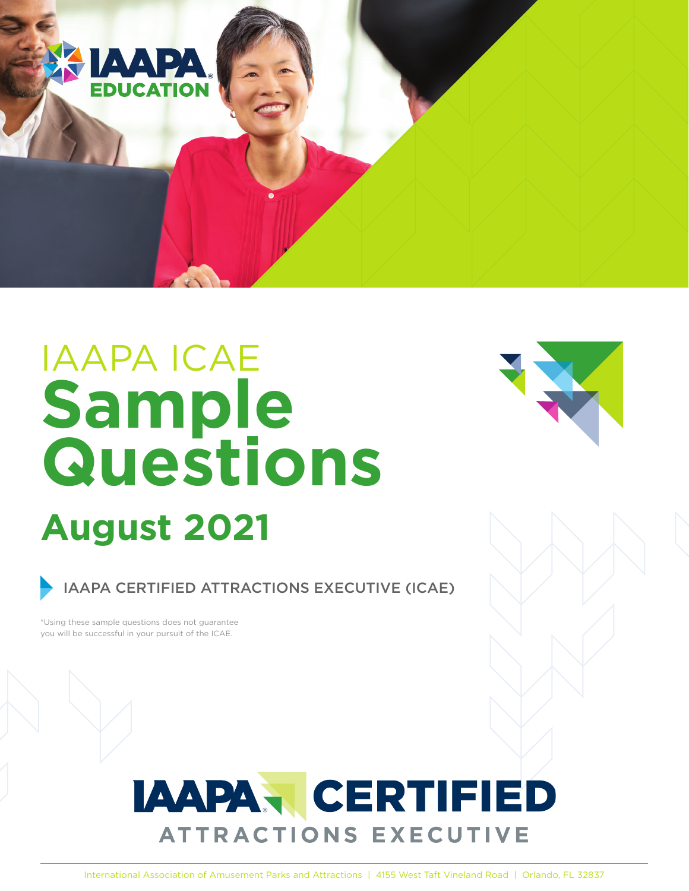IAAPA EDUCATION

# IAAPA ICAE
# Sample Questions
## August 2021

IAAPA CERTIFIED ATTRACTIONS EXECUTIVE (ICAE)

*Using these sample questions does not guarantee you will be successful in your pursuit of the ICAE.

IAAPA CERTIFIED ATTRACTIONS EXECUTIVE

International Association of Amusement Parks and Attractions | 4155 West Taft Vineland Road | Orlando, FL 32837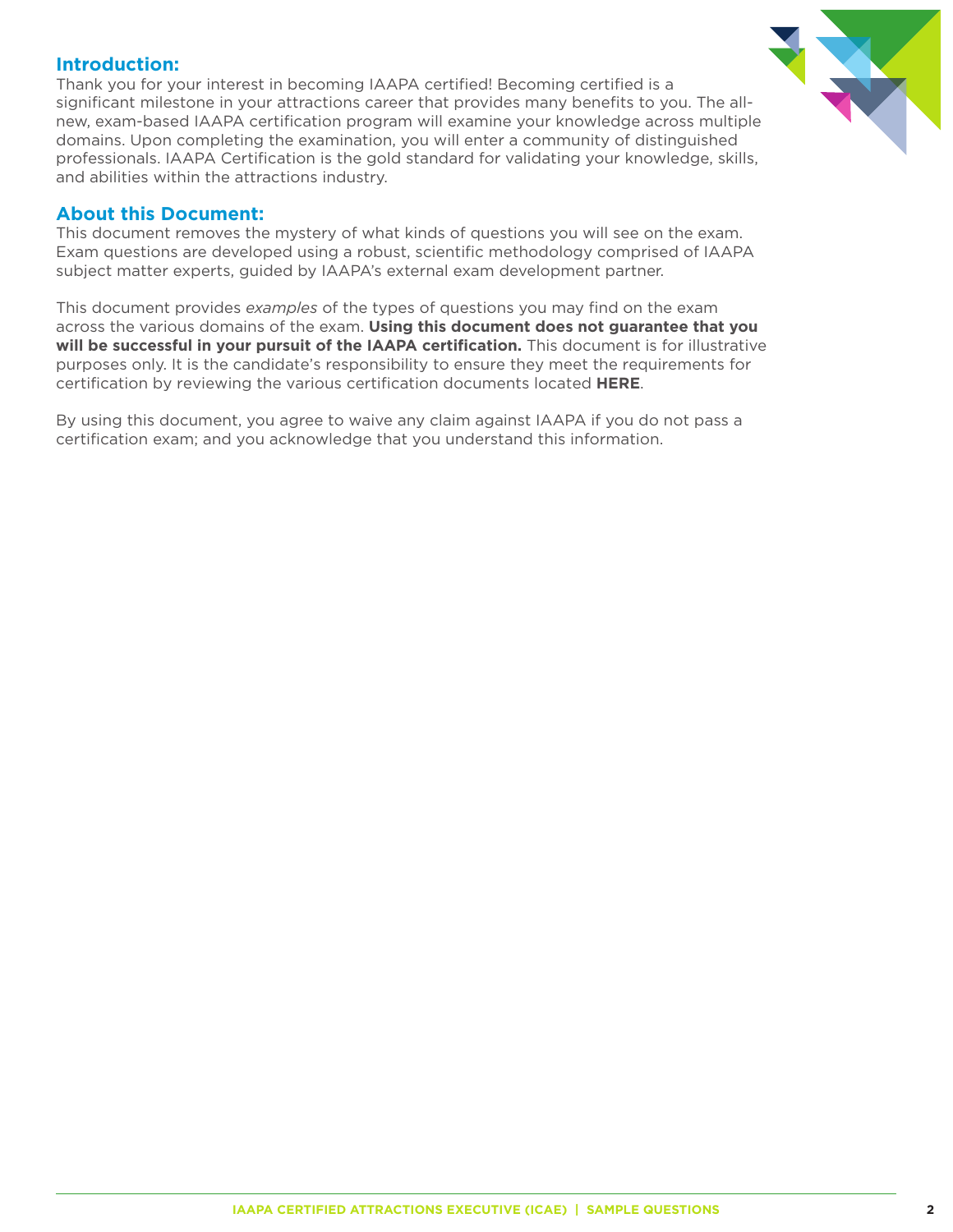## Introduction:

Thank you for your interest in becoming IAAPA certified! Becoming certified is a significant milestone in your attractions career that provides many benefits to you. The all-new, exam-based IAAPA certification program will examine your knowledge across multiple domains. Upon completing the examination, you will enter a community of distinguished professionals. IAAPA Certification is the gold standard for validating your knowledge, skills, and abilities within the attractions industry.

## About this Document:

This document removes the mystery of what kinds of questions you will see on the exam. Exam questions are developed using a robust, scientific methodology comprised of IAAPA subject matter experts, guided by IAAPA's external exam development partner.

This document provides *examples* of the types of questions you may find on the exam across the various domains of the exam. **Using this document does not guarantee that you will be successful in your pursuit of the IAAPA certification.** This document is for illustrative purposes only. It is the candidate's responsibility to ensure they meet the requirements for certification by reviewing the various certification documents located **HERE**.

By using this document, you agree to waive any claim against IAAPA if you do not pass a certification exam; and you acknowledge that you understand this information.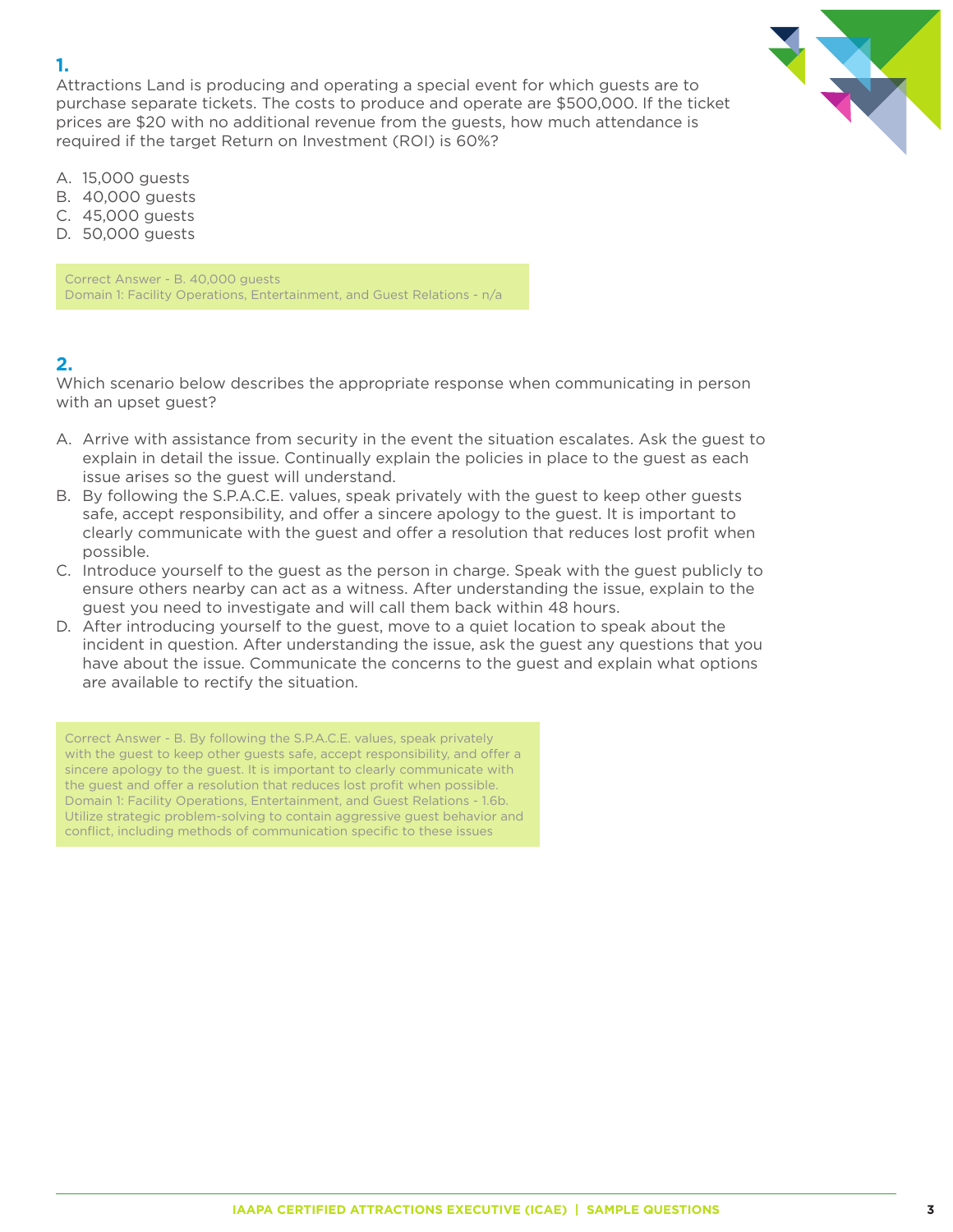**1.**

Attractions Land is producing and operating a special event for which guests are to purchase separate tickets. The costs to produce and operate are $500,000. If the ticket prices are $20 with no additional revenue from the guests, how much attendance is required if the target Return on Investment (ROI) is 60%?

A. 15,000 guests
B. 40,000 guests
C. 45,000 guests
D. 50,000 guests

> Correct Answer - B. 40,000 guests
> Domain 1: Facility Operations, Entertainment, and Guest Relations - n/a

**2.**

Which scenario below describes the appropriate response when communicating in person with an upset guest?

A. Arrive with assistance from security in the event the situation escalates. Ask the guest to explain in detail the issue. Continually explain the policies in place to the guest as each issue arises so the guest will understand.
B. By following the S.P.A.C.E. values, speak privately with the guest to keep other guests safe, accept responsibility, and offer a sincere apology to the guest. It is important to clearly communicate with the guest and offer a resolution that reduces lost profit when possible.
C. Introduce yourself to the guest as the person in charge. Speak with the guest publicly to ensure others nearby can act as a witness. After understanding the issue, explain to the guest you need to investigate and will call them back within 48 hours.
D. After introducing yourself to the guest, move to a quiet location to speak about the incident in question. After understanding the issue, ask the guest any questions that you have about the issue. Communicate the concerns to the guest and explain what options are available to rectify the situation.

> Correct Answer - B. By following the S.P.A.C.E. values, speak privately with the guest to keep other guests safe, accept responsibility, and offer a sincere apology to the guest. It is important to clearly communicate with the guest and offer a resolution that reduces lost profit when possible.
> Domain 1: Facility Operations, Entertainment, and Guest Relations - 1.6b. Utilize strategic problem-solving to contain aggressive guest behavior and conflict, including methods of communication specific to these issues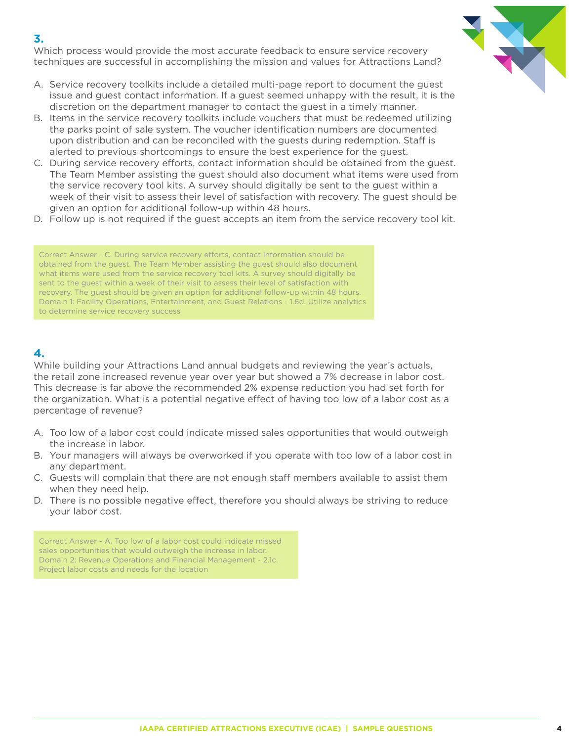### 3.

Which process would provide the most accurate feedback to ensure service recovery techniques are successful in accomplishing the mission and values for Attractions Land?

A. Service recovery toolkits include a detailed multi-page report to document the guest issue and guest contact information. If a guest seemed unhappy with the result, it is the discretion on the department manager to contact the guest in a timely manner.
B. Items in the service recovery toolkits include vouchers that must be redeemed utilizing the parks point of sale system. The voucher identification numbers are documented upon distribution and can be reconciled with the guests during redemption. Staff is alerted to previous shortcomings to ensure the best experience for the guest.
C. During service recovery efforts, contact information should be obtained from the guest. The Team Member assisting the guest should also document what items were used from the service recovery tool kits. A survey should digitally be sent to the guest within a week of their visit to assess their level of satisfaction with recovery. The guest should be given an option for additional follow-up within 48 hours.
D. Follow up is not required if the guest accepts an item from the service recovery tool kit.

Correct Answer - C. During service recovery efforts, contact information should be obtained from the guest. The Team Member assisting the guest should also document what items were used from the service recovery tool kits. A survey should digitally be sent to the guest within a week of their visit to assess their level of satisfaction with recovery. The guest should be given an option for additional follow-up within 48 hours. Domain 1: Facility Operations, Entertainment, and Guest Relations - 1.6d. Utilize analytics to determine service recovery success

### 4.

While building your Attractions Land annual budgets and reviewing the year's actuals, the retail zone increased revenue year over year but showed a 7% decrease in labor cost. This decrease is far above the recommended 2% expense reduction you had set forth for the organization. What is a potential negative effect of having too low of a labor cost as a percentage of revenue?

A. Too low of a labor cost could indicate missed sales opportunities that would outweigh the increase in labor.
B. Your managers will always be overworked if you operate with too low of a labor cost in any department.
C. Guests will complain that there are not enough staff members available to assist them when they need help.
D. There is no possible negative effect, therefore you should always be striving to reduce your labor cost.

Correct Answer - A. Too low of a labor cost could indicate missed sales opportunities that would outweigh the increase in labor. Domain 2: Revenue Operations and Financial Management - 2.1c. Project labor costs and needs for the location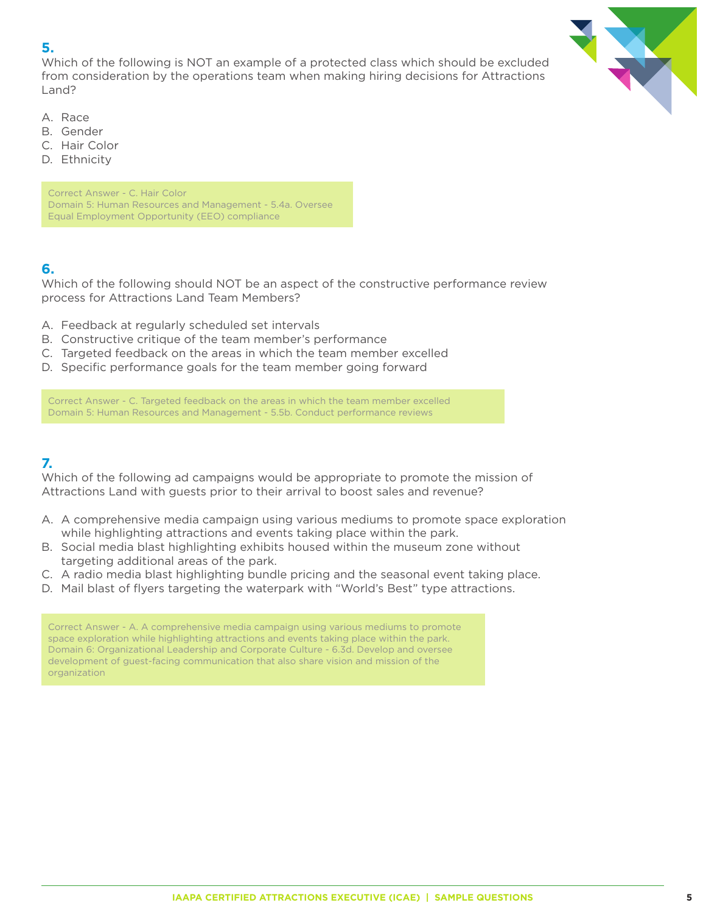**5.**
Which of the following is NOT an example of a protected class which should be excluded from consideration by the operations team when making hiring decisions for Attractions Land?

A. Race
B. Gender
C. Hair Color
D. Ethnicity

Correct Answer - C. Hair Color
Domain 5: Human Resources and Management - 5.4a. Oversee Equal Employment Opportunity (EEO) compliance

**6.**
Which of the following should NOT be an aspect of the constructive performance review process for Attractions Land Team Members?

A. Feedback at regularly scheduled set intervals
B. Constructive critique of the team member's performance
C. Targeted feedback on the areas in which the team member excelled
D. Specific performance goals for the team member going forward

Correct Answer - C. Targeted feedback on the areas in which the team member excelled
Domain 5: Human Resources and Management - 5.5b. Conduct performance reviews

**7.**
Which of the following ad campaigns would be appropriate to promote the mission of Attractions Land with guests prior to their arrival to boost sales and revenue?

A. A comprehensive media campaign using various mediums to promote space exploration while highlighting attractions and events taking place within the park.
B. Social media blast highlighting exhibits housed within the museum zone without targeting additional areas of the park.
C. A radio media blast highlighting bundle pricing and the seasonal event taking place.
D. Mail blast of flyers targeting the waterpark with "World's Best" type attractions.

Correct Answer - A. A comprehensive media campaign using various mediums to promote space exploration while highlighting attractions and events taking place within the park.
Domain 6: Organizational Leadership and Corporate Culture - 6.3d. Develop and oversee development of guest-facing communication that also share vision and mission of the organization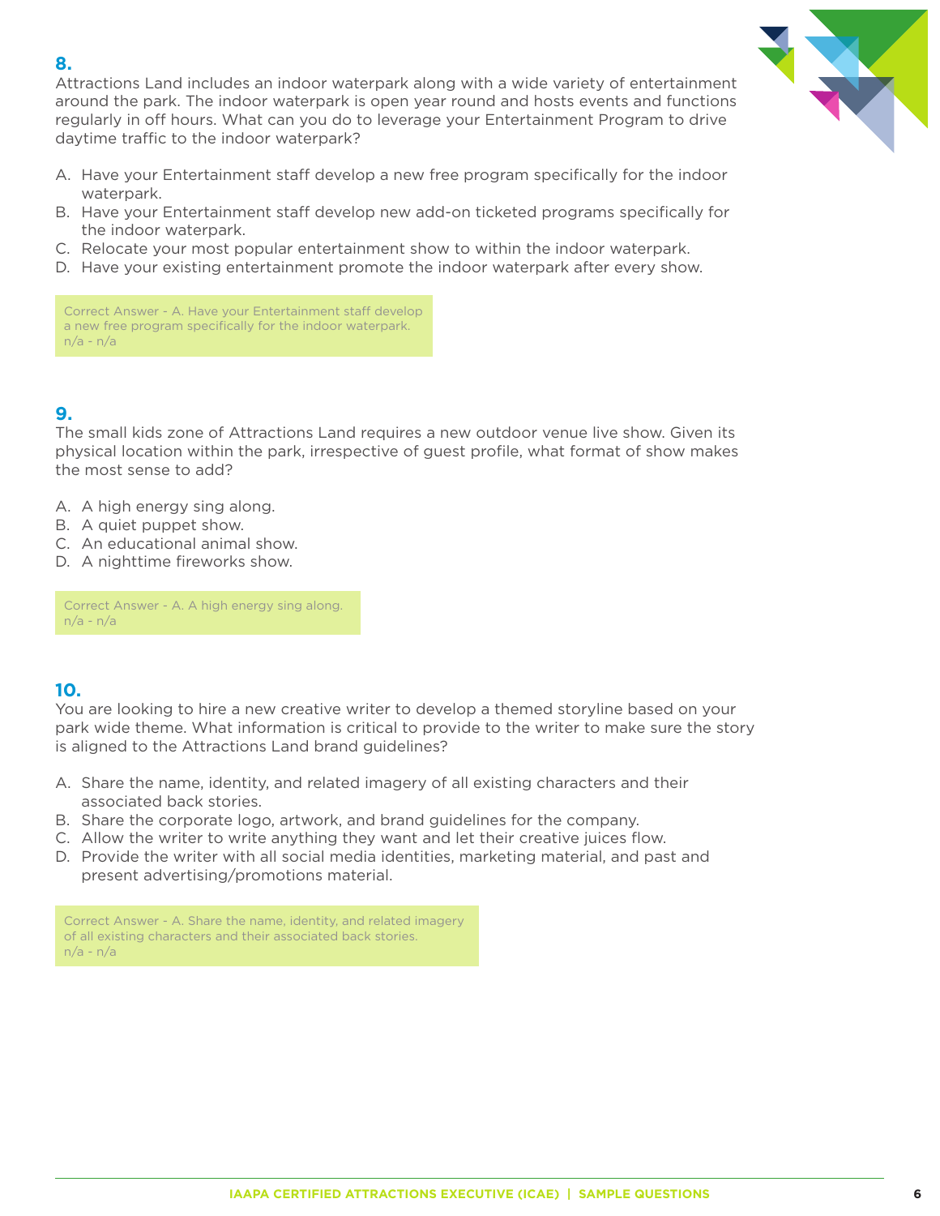### 8.

Attractions Land includes an indoor waterpark along with a wide variety of entertainment around the park. The indoor waterpark is open year round and hosts events and functions regularly in off hours. What can you do to leverage your Entertainment Program to drive daytime traffic to the indoor waterpark?

A. Have your Entertainment staff develop a new free program specifically for the indoor waterpark.
B. Have your Entertainment staff develop new add-on ticketed programs specifically for the indoor waterpark.
C. Relocate your most popular entertainment show to within the indoor waterpark.
D. Have your existing entertainment promote the indoor waterpark after every show.

Correct Answer - A. Have your Entertainment staff develop a new free program specifically for the indoor waterpark.
n/a - n/a

### 9.

The small kids zone of Attractions Land requires a new outdoor venue live show. Given its physical location within the park, irrespective of guest profile, what format of show makes the most sense to add?

A. A high energy sing along.
B. A quiet puppet show.
C. An educational animal show.
D. A nighttime fireworks show.

Correct Answer - A. A high energy sing along.
n/a - n/a

### 10.

You are looking to hire a new creative writer to develop a themed storyline based on your park wide theme. What information is critical to provide to the writer to make sure the story is aligned to the Attractions Land brand guidelines?

A. Share the name, identity, and related imagery of all existing characters and their associated back stories.
B. Share the corporate logo, artwork, and brand guidelines for the company.
C. Allow the writer to write anything they want and let their creative juices flow.
D. Provide the writer with all social media identities, marketing material, and past and present advertising/promotions material.

Correct Answer - A. Share the name, identity, and related imagery of all existing characters and their associated back stories.
n/a - n/a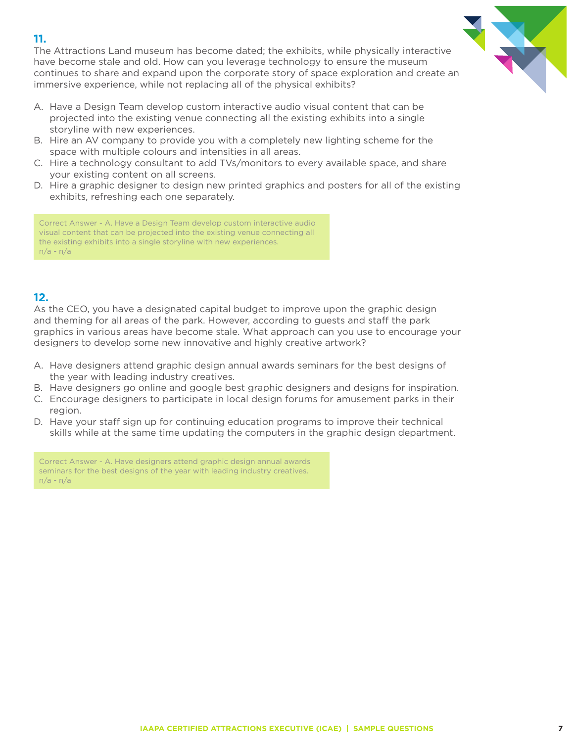### 11.

The Attractions Land museum has become dated; the exhibits, while physically interactive have become stale and old. How can you leverage technology to ensure the museum continues to share and expand upon the corporate story of space exploration and create an immersive experience, while not replacing all of the physical exhibits?

A. Have a Design Team develop custom interactive audio visual content that can be projected into the existing venue connecting all the existing exhibits into a single storyline with new experiences.
B. Hire an AV company to provide you with a completely new lighting scheme for the space with multiple colours and intensities in all areas.
C. Hire a technology consultant to add TVs/monitors to every available space, and share your existing content on all screens.
D. Hire a graphic designer to design new printed graphics and posters for all of the existing exhibits, refreshing each one separately.

Correct Answer - A. Have a Design Team develop custom interactive audio visual content that can be projected into the existing venue connecting all the existing exhibits into a single storyline with new experiences.
n/a - n/a

### 12.

As the CEO, you have a designated capital budget to improve upon the graphic design and theming for all areas of the park. However, according to guests and staff the park graphics in various areas have become stale. What approach can you use to encourage your designers to develop some new innovative and highly creative artwork?

A. Have designers attend graphic design annual awards seminars for the best designs of the year with leading industry creatives.
B. Have designers go online and google best graphic designers and designs for inspiration.
C. Encourage designers to participate in local design forums for amusement parks in their region.
D. Have your staff sign up for continuing education programs to improve their technical skills while at the same time updating the computers in the graphic design department.

Correct Answer - A. Have designers attend graphic design annual awards seminars for the best designs of the year with leading industry creatives.
n/a - n/a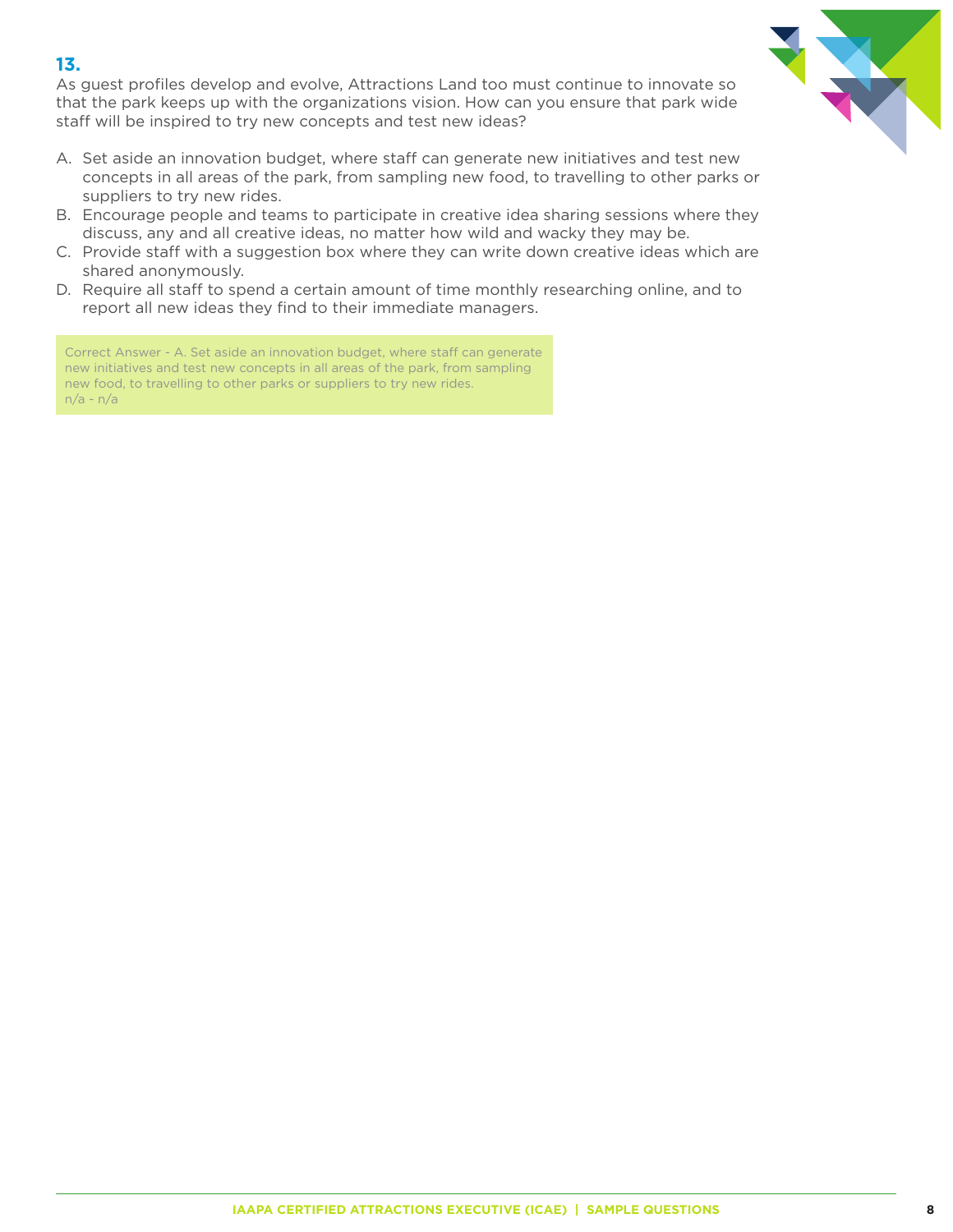**13.**

As guest profiles develop and evolve, Attractions Land too must continue to innovate so that the park keeps up with the organizations vision. How can you ensure that park wide staff will be inspired to try new concepts and test new ideas?

A. Set aside an innovation budget, where staff can generate new initiatives and test new concepts in all areas of the park, from sampling new food, to travelling to other parks or suppliers to try new rides.
B. Encourage people and teams to participate in creative idea sharing sessions where they discuss, any and all creative ideas, no matter how wild and wacky they may be.
C. Provide staff with a suggestion box where they can write down creative ideas which are shared anonymously.
D. Require all staff to spend a certain amount of time monthly researching online, and to report all new ideas they find to their immediate managers.

Correct Answer - A. Set aside an innovation budget, where staff can generate new initiatives and test new concepts in all areas of the park, from sampling new food, to travelling to other parks or suppliers to try new rides.
n/a - n/a